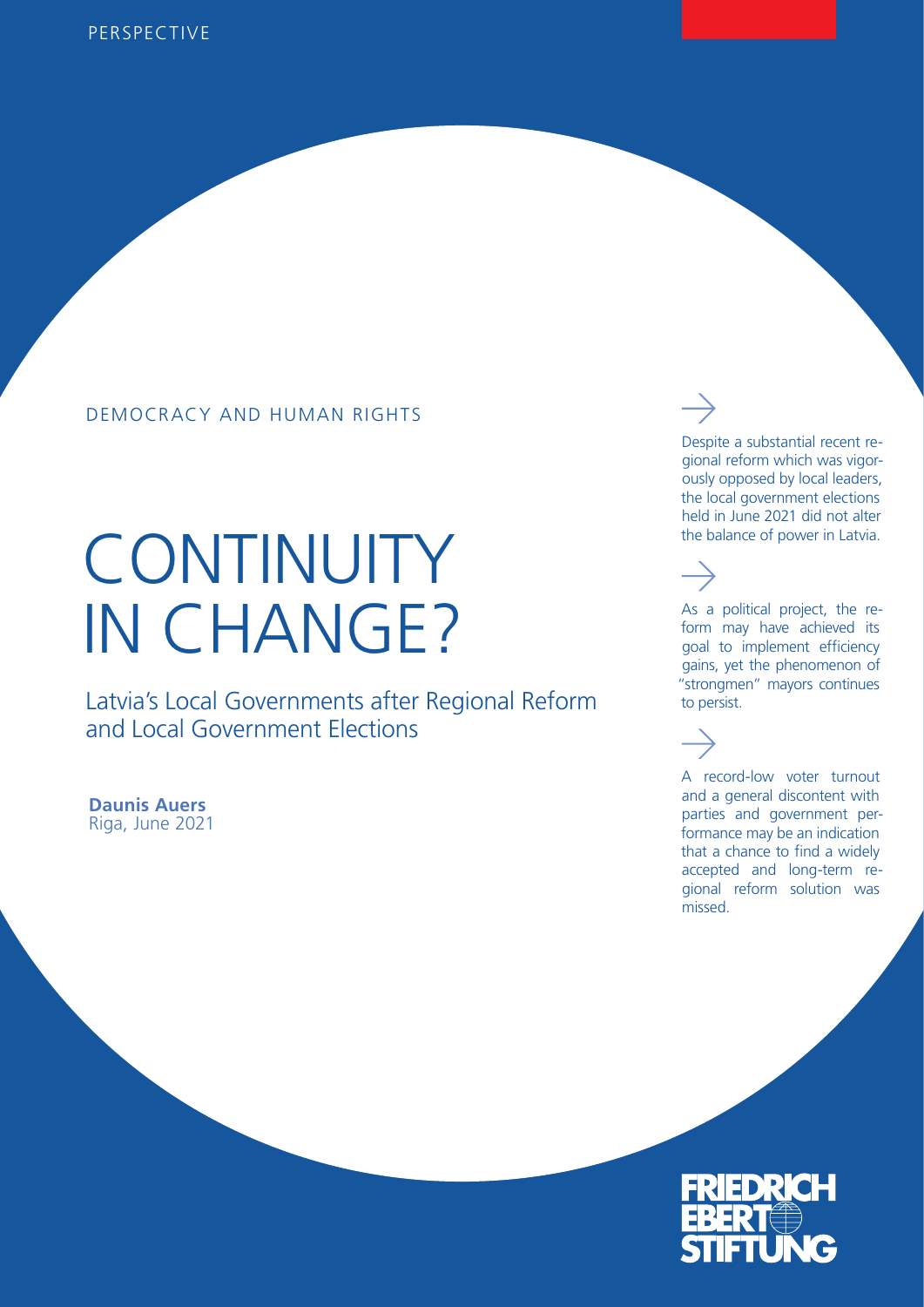PERSPECTIVE

DEMOCRACY AND HUMAN RIGHTS

# CONTINUITY IN CHANGE?

## Latvia's Local Governments after Regional Reform and Local Government Elections

**Daunis Auers**
Riga, June 2021

→

Despite a substantial recent regional reform which was vigorously opposed by local leaders, the local government elections held in June 2021 did not alter the balance of power in Latvia.

→

As a political project, the reform may have achieved its goal to implement efficiency gains, yet the phenomenon of "strongmen" mayors continues to persist.

→

A record-low voter turnout and a general discontent with parties and government performance may be an indication that a chance to find a widely accepted and long-term regional reform solution was missed.

FRIEDRICH EBERT STIFTUNG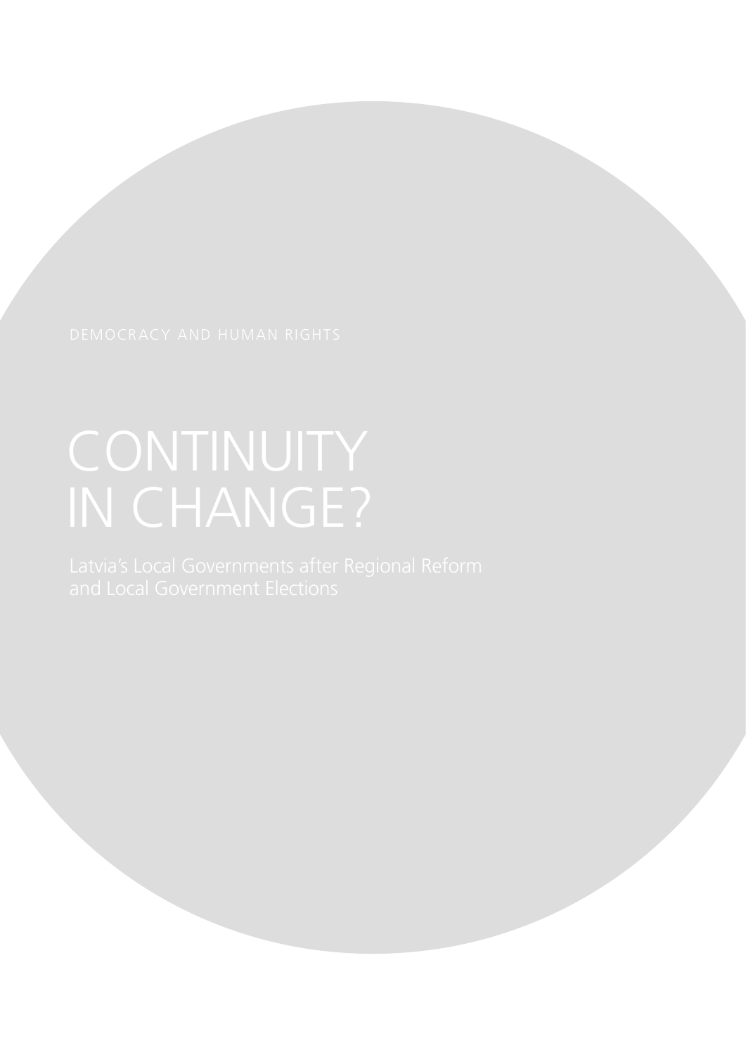DEMOCRACY AND HUMAN RIGHTS

# CONTINUITY IN CHANGE?

## Latvia's Local Governments after Regional Reform and Local Government Elections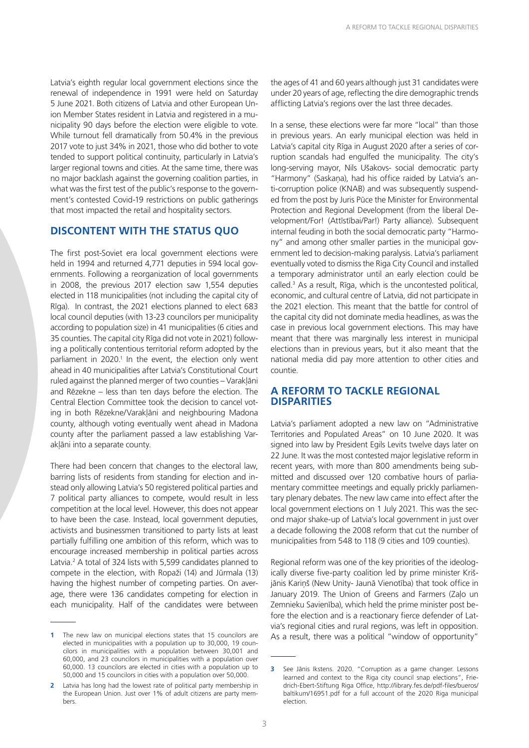Latvia's eighth regular local government elections since the renewal of independence in 1991 were held on Saturday 5 June 2021. Both citizens of Latvia and other European Union Member States resident in Latvia and registered in a municipality 90 days before the election were eligible to vote. While turnout fell dramatically from 50.4% in the previous 2017 vote to just 34% in 2021, those who did bother to vote tended to support political continuity, particularly in Latvia's larger regional towns and cities. At the same time, there was no major backlash against the governing coalition parties, in what was the first test of the public's response to the government's contested Covid-19 restrictions on public gatherings that most impacted the retail and hospitality sectors.

## DISCONTENT WITH THE STATUS QUO

The first post-Soviet era local government elections were held in 1994 and returned 4,771 deputies in 594 local governments. Following a reorganization of local governments in 2008, the previous 2017 election saw 1,554 deputies elected in 118 municipalities (not including the capital city of Rīga). In contrast, the 2021 elections planned to elect 683 local council deputies (with 13-23 councilors per municipality according to population size) in 41 municipalities (6 cities and 35 counties. The capital city Rīga did not vote in 2021) following a politically contentious territorial reform adopted by the parliament in 2020.[1] In the event, the election only went ahead in 40 municipalities after Latvia's Constitutional Court ruled against the planned merger of two counties – Varakļāni and Rēzekne – less than ten days before the election. The Central Election Committee took the decision to cancel voting in both Rēzekne/Varakļāni and neighbouring Madona county, although voting eventually went ahead in Madona county after the parliament passed a law establishing Varakļāni into a separate county.

There had been concern that changes to the electoral law, barring lists of residents from standing for election and instead only allowing Latvia's 50 registered political parties and 7 political party alliances to compete, would result in less competition at the local level. However, this does not appear to have been the case. Instead, local government deputies, activists and businessmen transitioned to party lists at least partially fulfilling one ambition of this reform, which was to encourage increased membership in political parties across Latvia.[2] A total of 324 lists with 5,599 candidates planned to compete in the election, with Ropaži (14) and Jūrmala (13) having the highest number of competing parties. On average, there were 136 candidates competing for election in each municipality. Half of the candidates were between the ages of 41 and 60 years although just 31 candidates were under 20 years of age, reflecting the dire demographic trends afflicting Latvia's regions over the last three decades.

In a sense, these elections were far more "local" than those in previous years. An early municipal election was held in Latvia's capital city Rīga in August 2020 after a series of corruption scandals had engulfed the municipality. The city's long-serving mayor, Nils Ušakovs- social democratic party "Harmony" (Saskaņa), had his office raided by Latvia's anti-corruption police (KNAB) and was subsequently suspended from the post by Juris Pūce the Minister for Environmental Protection and Regional Development (from the liberal Development/For! (Attīstībai/Par!) Party alliance). Subsequent internal feuding in both the social democratic party "Harmony" and among other smaller parties in the municipal government led to decision-making paralysis. Latvia's parliament eventually voted to dismiss the Riga City Council and installed a temporary administrator until an early election could be called.[3] As a result, Rīga, which is the uncontested political, economic, and cultural centre of Latvia, did not participate in the 2021 election. This meant that the battle for control of the capital city did not dominate media headlines, as was the case in previous local government elections. This may have meant that there was marginally less interest in municipal elections than in previous years, but it also meant that the national media did pay more attention to other cities and countie.

## A REFORM TO TACKLE REGIONAL DISPARITIES

Latvia's parliament adopted a new law on "Administrative Territories and Populated Areas" on 10 June 2020. It was signed into law by President Egils Levits twelve days later on 22 June. It was the most contested major legislative reform in recent years, with more than 800 amendments being submitted and discussed over 120 combative hours of parliamentary committee meetings and equally prickly parliamentary plenary debates. The new law came into effect after the local government elections on 1 July 2021. This was the second major shake-up of Latvia's local government in just over a decade following the 2008 reform that cut the number of municipalities from 548 to 118 (9 cities and 109 counties).

Regional reform was one of the key priorities of the ideologically diverse five-party coalition led by prime minister Krišjānis Kariņš (New Unity- Jaunā Vienotība) that took office in January 2019. The Union of Greens and Farmers (Zaļo un Zemnieku Savienība), which held the prime minister post before the election and is a reactionary fierce defender of Latvia's regional cities and rural regions, was left in opposition. As a result, there was a political "window of opportunity"

---

1 The new law on municipal elections states that 15 councilors are elected in municipalities with a population up to 30,000, 19 councilors in municipalities with a population between 30,001 and 60,000, and 23 councilors in municipalities with a population over 60,000. 13 councilors are elected in cities with a population up to 50,000 and 15 councilors in cities with a population over 50,000.

2 Latvia has long had the lowest rate of political party membership in the European Union. Just over 1% of adult citizens are party members.

3 See Jānis Ikstens. 2020. "Corruption as a game changer. Lessons learned and context to the Riga city council snap elections", Friedrich-Ebert-Stiftung Riga Office, http://library.fes.de/pdf-files/bueros/baltikum/16951.pdf for a full account of the 2020 Riga municipal election.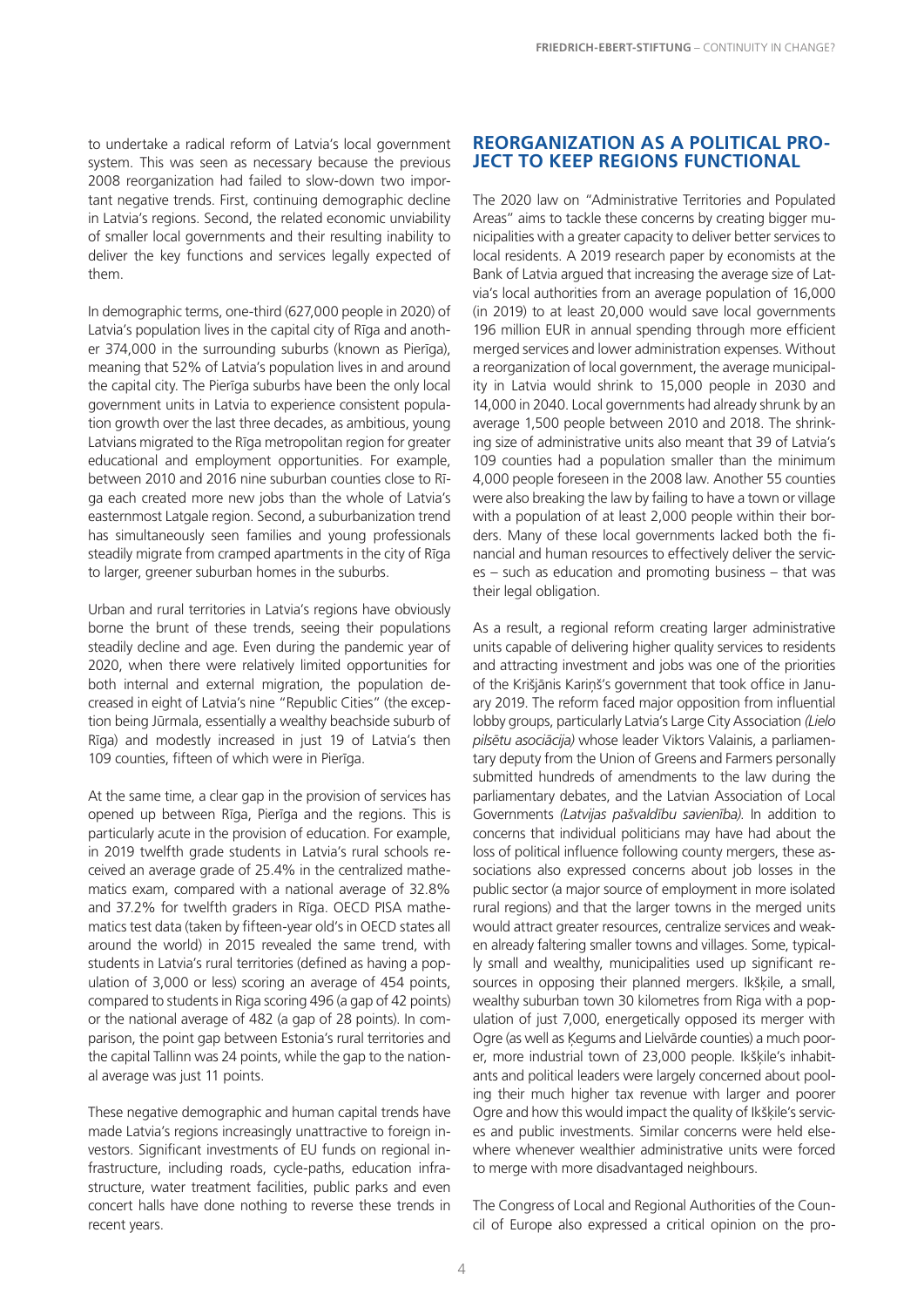to undertake a radical reform of Latvia's local government system. This was seen as necessary because the previous 2008 reorganization had failed to slow-down two important negative trends. First, continuing demographic decline in Latvia's regions. Second, the related economic unviability of smaller local governments and their resulting inability to deliver the key functions and services legally expected of them.

In demographic terms, one-third (627,000 people in 2020) of Latvia's population lives in the capital city of Rīga and another 374,000 in the surrounding suburbs (known as Pierīga), meaning that 52% of Latvia's population lives in and around the capital city. The Pierīga suburbs have been the only local government units in Latvia to experience consistent population growth over the last three decades, as ambitious, young Latvians migrated to the Rīga metropolitan region for greater educational and employment opportunities. For example, between 2010 and 2016 nine suburban counties close to Rīga each created more new jobs than the whole of Latvia's easternmost Latgale region. Second, a suburbanization trend has simultaneously seen families and young professionals steadily migrate from cramped apartments in the city of Rīga to larger, greener suburban homes in the suburbs.

Urban and rural territories in Latvia's regions have obviously borne the brunt of these trends, seeing their populations steadily decline and age. Even during the pandemic year of 2020, when there were relatively limited opportunities for both internal and external migration, the population decreased in eight of Latvia's nine "Republic Cities" (the exception being Jūrmala, essentially a wealthy beachside suburb of Rīga) and modestly increased in just 19 of Latvia's then 109 counties, fifteen of which were in Pierīga.

At the same time, a clear gap in the provision of services has opened up between Rīga, Pierīga and the regions. This is particularly acute in the provision of education. For example, in 2019 twelfth grade students in Latvia's rural schools received an average grade of 25.4% in the centralized mathematics exam, compared with a national average of 32.8% and 37.2% for twelfth graders in Rīga. OECD PISA mathematics test data (taken by fifteen-year old's in OECD states all around the world) in 2015 revealed the same trend, with students in Latvia's rural territories (defined as having a population of 3,000 or less) scoring an average of 454 points, compared to students in Riga scoring 496 (a gap of 42 points) or the national average of 482 (a gap of 28 points). In comparison, the point gap between Estonia's rural territories and the capital Tallinn was 24 points, while the gap to the national average was just 11 points.

These negative demographic and human capital trends have made Latvia's regions increasingly unattractive to foreign investors. Significant investments of EU funds on regional infrastructure, including roads, cycle-paths, education infrastructure, water treatment facilities, public parks and even concert halls have done nothing to reverse these trends in recent years.

## REORGANIZATION AS A POLITICAL PROJECT TO KEEP REGIONS FUNCTIONAL

The 2020 law on "Administrative Territories and Populated Areas" aims to tackle these concerns by creating bigger municipalities with a greater capacity to deliver better services to local residents. A 2019 research paper by economists at the Bank of Latvia argued that increasing the average size of Latvia's local authorities from an average population of 16,000 (in 2019) to at least 20,000 would save local governments 196 million EUR in annual spending through more efficient merged services and lower administration expenses. Without a reorganization of local government, the average municipality in Latvia would shrink to 15,000 people in 2030 and 14,000 in 2040. Local governments had already shrunk by an average 1,500 people between 2010 and 2018. The shrinking size of administrative units also meant that 39 of Latvia's 109 counties had a population smaller than the minimum 4,000 people foreseen in the 2008 law. Another 55 counties were also breaking the law by failing to have a town or village with a population of at least 2,000 people within their borders. Many of these local governments lacked both the financial and human resources to effectively deliver the services – such as education and promoting business – that was their legal obligation.

As a result, a regional reform creating larger administrative units capable of delivering higher quality services to residents and attracting investment and jobs was one of the priorities of the Krišjānis Kariņš's government that took office in January 2019. The reform faced major opposition from influential lobby groups, particularly Latvia's Large City Association *(Lielo pilsētu asociācija)* whose leader Viktors Valainis, a parliamentary deputy from the Union of Greens and Farmers personally submitted hundreds of amendments to the law during the parliamentary debates, and the Latvian Association of Local Governments *(Latvijas pašvaldību savienība)*. In addition to concerns that individual politicians may have had about the loss of political influence following county mergers, these associations also expressed concerns about job losses in the public sector (a major source of employment in more isolated rural regions) and that the larger towns in the merged units would attract greater resources, centralize services and weaken already faltering smaller towns and villages. Some, typically small and wealthy, municipalities used up significant resources in opposing their planned mergers. Ikšķile, a small, wealthy suburban town 30 kilometres from Riga with a population of just 7,000, energetically opposed its merger with Ogre (as well as Ķegums and Lielvārde counties) a much poorer, more industrial town of 23,000 people. Ikšķile's inhabitants and political leaders were largely concerned about pooling their much higher tax revenue with larger and poorer Ogre and how this would impact the quality of Ikšķile's services and public investments. Similar concerns were held elsewhere whenever wealthier administrative units were forced to merge with more disadvantaged neighbours.

The Congress of Local and Regional Authorities of the Council of Europe also expressed a critical opinion on the pro-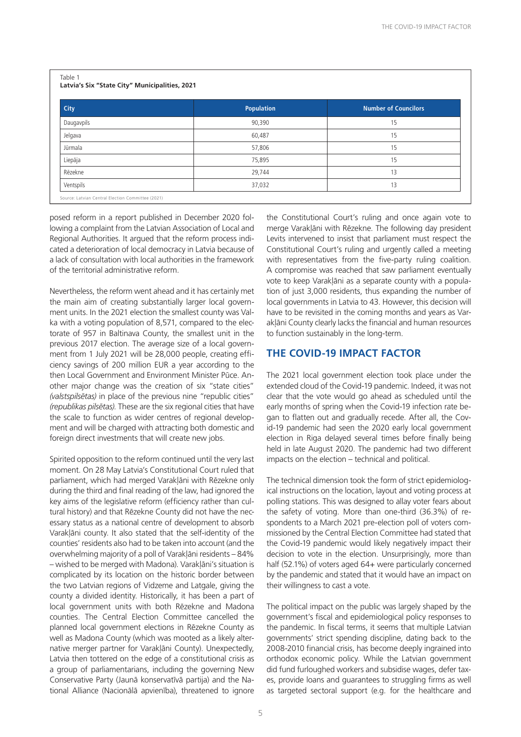Table 1
**Latvia's Six "State City" Municipalities, 2021**

| City | Population | Number of Councilors |
|---|---|---|
| Daugavpils | 90,390 | 15 |
| Jelgava | 60,487 | 15 |
| Jūrmala | 57,806 | 15 |
| Liepāja | 75,895 | 15 |
| Rēzekne | 29,744 | 13 |
| Ventspils | 37,032 | 13 |

Source: Latvian Central Election Committee (2021)

posed reform in a report published in December 2020 following a complaint from the Latvian Association of Local and Regional Authorities. It argued that the reform process indicated a deterioration of local democracy in Latvia because of a lack of consultation with local authorities in the framework of the territorial administrative reform.

Nevertheless, the reform went ahead and it has certainly met the main aim of creating substantially larger local government units. In the 2021 election the smallest county was Valka with a voting population of 8,571, compared to the electorate of 957 in Baltinava County, the smallest unit in the previous 2017 election. The average size of a local government from 1 July 2021 will be 28,000 people, creating efficiency savings of 200 million EUR a year according to the then Local Government and Environment Minister Pūce. Another major change was the creation of six "state cities" *(valstspilsētas)* in place of the previous nine "republic cities" *(republikas pilsētas)*. These are the six regional cities that have the scale to function as wider centres of regional development and will be charged with attracting both domestic and foreign direct investments that will create new jobs.

Spirited opposition to the reform continued until the very last moment. On 28 May Latvia's Constitutional Court ruled that parliament, which had merged Varakļāni with Rēzekne only during the third and final reading of the law, had ignored the key aims of the legislative reform (efficiency rather than cultural history) and that Rēzekne County did not have the necessary status as a national centre of development to absorb Varakļāni county. It also stated that the self-identity of the counties' residents also had to be taken into account (and the overwhelming majority of a poll of Varakļāni residents – 84% – wished to be merged with Madona). Varakļāni's situation is complicated by its location on the historic border between the two Latvian regions of Vidzeme and Latgale, giving the county a divided identity. Historically, it has been a part of local government units with both Rēzekne and Madona counties. The Central Election Committee cancelled the planned local government elections in Rēzekne County as well as Madona County (which was mooted as a likely alternative merger partner for Varakļāni County). Unexpectedly, Latvia then tottered on the edge of a constitutional crisis as a group of parliamentarians, including the governing New Conservative Party (Jaunā konservatīvā partija) and the National Alliance (Nacionālā apvienība), threatened to ignore the Constitutional Court's ruling and once again vote to merge Varakļāni with Rēzekne. The following day president Levits intervened to insist that parliament must respect the Constitutional Court's ruling and urgently called a meeting with representatives from the five-party ruling coalition. A compromise was reached that saw parliament eventually vote to keep Varakļāni as a separate county with a population of just 3,000 residents, thus expanding the number of local governments in Latvia to 43. However, this decision will have to be revisited in the coming months and years as Varakļāni County clearly lacks the financial and human resources to function sustainably in the long-term.

## THE COVID-19 IMPACT FACTOR

The 2021 local government election took place under the extended cloud of the Covid-19 pandemic. Indeed, it was not clear that the vote would go ahead as scheduled until the early months of spring when the Covid-19 infection rate began to flatten out and gradually recede. After all, the Covid-19 pandemic had seen the 2020 early local government election in Riga delayed several times before finally being held in late August 2020. The pandemic had two different impacts on the election – technical and political.

The technical dimension took the form of strict epidemiological instructions on the location, layout and voting process at polling stations. This was designed to allay voter fears about the safety of voting. More than one-third (36.3%) of respondents to a March 2021 pre-election poll of voters commissioned by the Central Election Committee had stated that the Covid-19 pandemic would likely negatively impact their decision to vote in the election. Unsurprisingly, more than half (52.1%) of voters aged 64+ were particularly concerned by the pandemic and stated that it would have an impact on their willingness to cast a vote.

The political impact on the public was largely shaped by the government's fiscal and epidemiological policy responses to the pandemic. In fiscal terms, it seems that multiple Latvian governments' strict spending discipline, dating back to the 2008-2010 financial crisis, has become deeply ingrained into orthodox economic policy. While the Latvian government did fund furloughed workers and subsidise wages, defer taxes, provide loans and guarantees to struggling firms as well as targeted sectoral support (e.g. for the healthcare and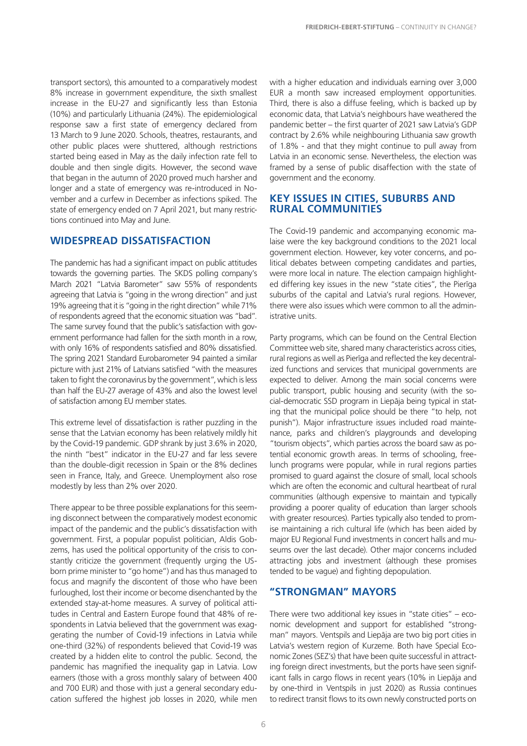transport sectors), this amounted to a comparatively modest 8% increase in government expenditure, the sixth smallest increase in the EU-27 and significantly less than Estonia (10%) and particularly Lithuania (24%). The epidemiological response saw a first state of emergency declared from 13 March to 9 June 2020. Schools, theatres, restaurants, and other public places were shuttered, although restrictions started being eased in May as the daily infection rate fell to double and then single digits. However, the second wave that began in the autumn of 2020 proved much harsher and longer and a state of emergency was re-introduced in November and a curfew in December as infections spiked. The state of emergency ended on 7 April 2021, but many restrictions continued into May and June.

## WIDESPREAD DISSATISFACTION

The pandemic has had a significant impact on public attitudes towards the governing parties. The SKDS polling company's March 2021 "Latvia Barometer" saw 55% of respondents agreeing that Latvia is "going in the wrong direction" and just 19% agreeing that it is "going in the right direction" while 71% of respondents agreed that the economic situation was "bad". The same survey found that the public's satisfaction with government performance had fallen for the sixth month in a row, with only 16% of respondents satisfied and 80% dissatisfied. The spring 2021 Standard Eurobarometer 94 painted a similar picture with just 21% of Latvians satisfied "with the measures taken to fight the coronavirus by the government", which is less than half the EU-27 average of 43% and also the lowest level of satisfaction among EU member states.

This extreme level of dissatisfaction is rather puzzling in the sense that the Latvian economy has been relatively mildly hit by the Covid-19 pandemic. GDP shrank by just 3.6% in 2020, the ninth "best" indicator in the EU-27 and far less severe than the double-digit recession in Spain or the 8% declines seen in France, Italy, and Greece. Unemployment also rose modestly by less than 2% over 2020.

There appear to be three possible explanations for this seeming disconnect between the comparatively modest economic impact of the pandemic and the public's dissatisfaction with government. First, a popular populist politician, Aldis Gobzems, has used the political opportunity of the crisis to constantly criticize the government (frequently urging the US-born prime minister to "go home") and has thus managed to focus and magnify the discontent of those who have been furloughed, lost their income or become disenchanted by the extended stay-at-home measures. A survey of political attitudes in Central and Eastern Europe found that 48% of respondents in Latvia believed that the government was exaggerating the number of Covid-19 infections in Latvia while one-third (32%) of respondents believed that Covid-19 was created by a hidden elite to control the public. Second, the pandemic has magnified the inequality gap in Latvia. Low earners (those with a gross monthly salary of between 400 and 700 EUR) and those with just a general secondary education suffered the highest job losses in 2020, while men with a higher education and individuals earning over 3,000 EUR a month saw increased employment opportunities. Third, there is also a diffuse feeling, which is backed up by economic data, that Latvia's neighbours have weathered the pandemic better – the first quarter of 2021 saw Latvia's GDP contract by 2.6% while neighbouring Lithuania saw growth of 1.8% - and that they might continue to pull away from Latvia in an economic sense. Nevertheless, the election was framed by a sense of public disaffection with the state of government and the economy.

## KEY ISSUES IN CITIES, SUBURBS AND RURAL COMMUNITIES

The Covid-19 pandemic and accompanying economic malaise were the key background conditions to the 2021 local government election. However, key voter concerns, and political debates between competing candidates and parties, were more local in nature. The election campaign highlighted differing key issues in the new "state cities", the Pierīga suburbs of the capital and Latvia's rural regions. However, there were also issues which were common to all the administrative units.

Party programs, which can be found on the Central Election Committee web site, shared many characteristics across cities, rural regions as well as Pierīga and reflected the key decentralized functions and services that municipal governments are expected to deliver. Among the main social concerns were public transport, public housing and security (with the social-democratic SSD program in Liepāja being typical in stating that the municipal police should be there "to help, not punish"). Major infrastructure issues included road maintenance, parks and children's playgrounds and developing "tourism objects", which parties across the board saw as potential economic growth areas. In terms of schooling, free-lunch programs were popular, while in rural regions parties promised to guard against the closure of small, local schools which are often the economic and cultural heartbeat of rural communities (although expensive to maintain and typically providing a poorer quality of education than larger schools with greater resources). Parties typically also tended to promise maintaining a rich cultural life (which has been aided by major EU Regional Fund investments in concert halls and museums over the last decade). Other major concerns included attracting jobs and investment (although these promises tended to be vague) and fighting depopulation.

## "STRONGMAN" MAYORS

There were two additional key issues in "state cities" – economic development and support for established "strongman" mayors. Ventspils and Liepāja are two big port cities in Latvia's western region of Kurzeme. Both have Special Economic Zones (SEZ's) that have been quite successful in attracting foreign direct investments, but the ports have seen significant falls in cargo flows in recent years (10% in Liepāja and by one-third in Ventspils in just 2020) as Russia continues to redirect transit flows to its own newly constructed ports on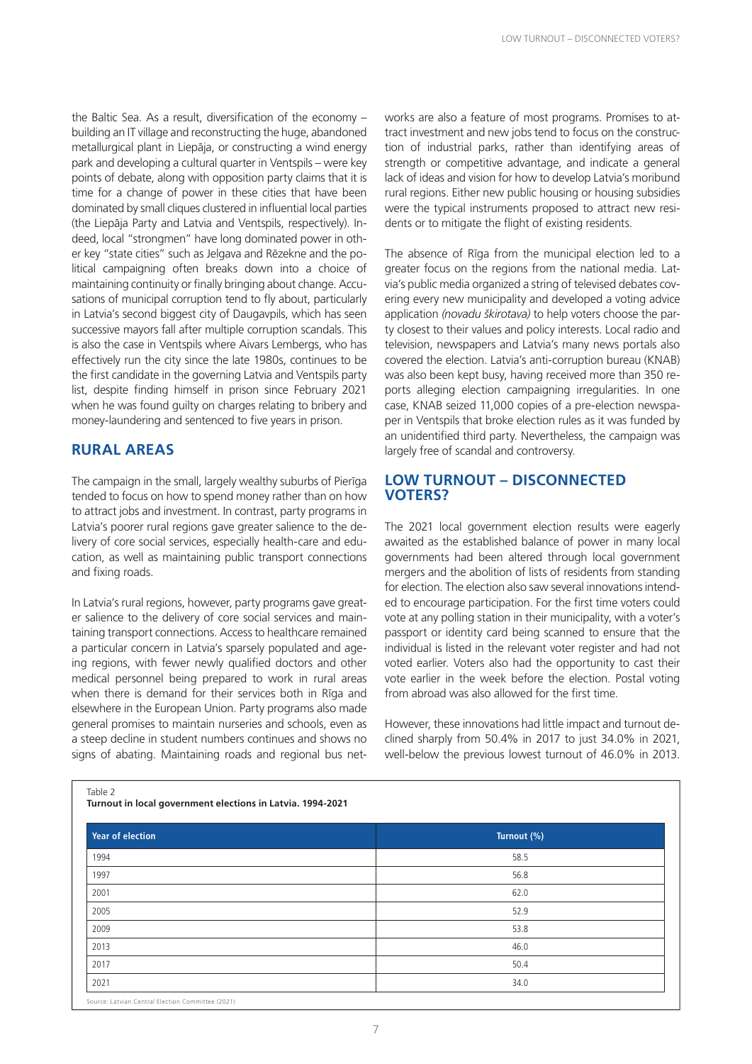the Baltic Sea. As a result, diversification of the economy – building an IT village and reconstructing the huge, abandoned metallurgical plant in Liepāja, or constructing a wind energy park and developing a cultural quarter in Ventspils – were key points of debate, along with opposition party claims that it is time for a change of power in these cities that have been dominated by small cliques clustered in influential local parties (the Liepāja Party and Latvia and Ventspils, respectively). Indeed, local "strongmen" have long dominated power in other key "state cities" such as Jelgava and Rēzekne and the political campaigning often breaks down into a choice of maintaining continuity or finally bringing about change. Accusations of municipal corruption tend to fly about, particularly in Latvia's second biggest city of Daugavpils, which has seen successive mayors fall after multiple corruption scandals. This is also the case in Ventspils where Aivars Lembergs, who has effectively run the city since the late 1980s, continues to be the first candidate in the governing Latvia and Ventspils party list, despite finding himself in prison since February 2021 when he was found guilty on charges relating to bribery and money-laundering and sentenced to five years in prison.

## RURAL AREAS

The campaign in the small, largely wealthy suburbs of Pierīga tended to focus on how to spend money rather than on how to attract jobs and investment. In contrast, party programs in Latvia's poorer rural regions gave greater salience to the delivery of core social services, especially health-care and education, as well as maintaining public transport connections and fixing roads.

In Latvia's rural regions, however, party programs gave greater salience to the delivery of core social services and maintaining transport connections. Access to healthcare remained a particular concern in Latvia's sparsely populated and ageing regions, with fewer newly qualified doctors and other medical personnel being prepared to work in rural areas when there is demand for their services both in Rīga and elsewhere in the European Union. Party programs also made general promises to maintain nurseries and schools, even as a steep decline in student numbers continues and shows no signs of abating. Maintaining roads and regional bus networks are also a feature of most programs. Promises to attract investment and new jobs tend to focus on the construction of industrial parks, rather than identifying areas of strength or competitive advantage, and indicate a general lack of ideas and vision for how to develop Latvia's moribund rural regions. Either new public housing or housing subsidies were the typical instruments proposed to attract new residents or to mitigate the flight of existing residents.

The absence of Rīga from the municipal election led to a greater focus on the regions from the national media. Latvia's public media organized a string of televised debates covering every new municipality and developed a voting advice application *(novadu šķirotava)* to help voters choose the party closest to their values and policy interests. Local radio and television, newspapers and Latvia's many news portals also covered the election. Latvia's anti-corruption bureau (KNAB) was also been kept busy, having received more than 350 reports alleging election campaigning irregularities. In one case, KNAB seized 11,000 copies of a pre-election newspaper in Ventspils that broke election rules as it was funded by an unidentified third party. Nevertheless, the campaign was largely free of scandal and controversy.

## LOW TURNOUT – DISCONNECTED VOTERS?

The 2021 local government election results were eagerly awaited as the established balance of power in many local governments had been altered through local government mergers and the abolition of lists of residents from standing for election. The election also saw several innovations intended to encourage participation. For the first time voters could vote at any polling station in their municipality, with a voter's passport or identity card being scanned to ensure that the individual is listed in the relevant voter register and had not voted earlier. Voters also had the opportunity to cast their vote earlier in the week before the election. Postal voting from abroad was also allowed for the first time.

However, these innovations had little impact and turnout declined sharply from 50.4% in 2017 to just 34.0% in 2021, well-below the previous lowest turnout of 46.0% in 2013.

Table 2
**Turnout in local government elections in Latvia. 1994-2021**

| Year of election | Turnout (%) |
|---|---|
| 1994 | 58.5 |
| 1997 | 56.8 |
| 2001 | 62.0 |
| 2005 | 52.9 |
| 2009 | 53.8 |
| 2013 | 46.0 |
| 2017 | 50.4 |
| 2021 | 34.0 |

Source: Latvian Central Election Committee (2021)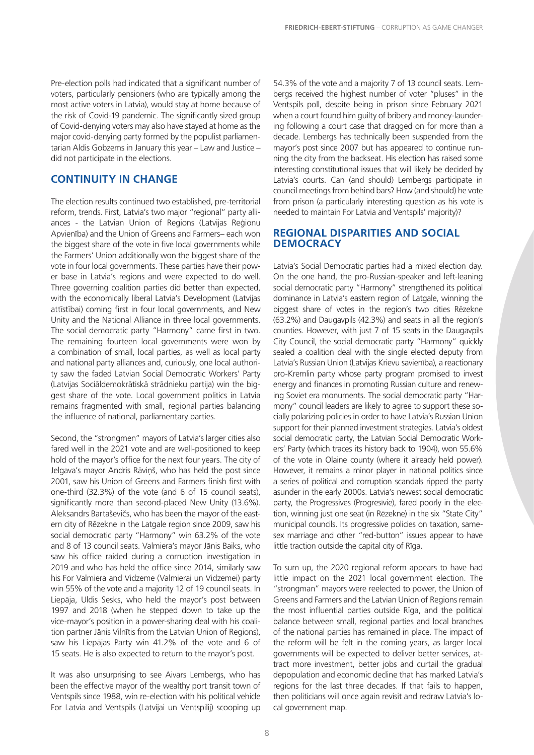Pre-election polls had indicated that a significant number of voters, particularly pensioners (who are typically among the most active voters in Latvia), would stay at home because of the risk of Covid-19 pandemic. The significantly sized group of Covid-denying voters may also have stayed at home as the major covid-denying party formed by the populist parliamentarian Aldis Gobzems in January this year – Law and Justice – did not participate in the elections.

## CONTINUITY IN CHANGE

The election results continued two established, pre-territorial reform, trends. First, Latvia's two major "regional" party alliances - the Latvian Union of Regions (Latvijas Reģionu Apvienība) and the Union of Greens and Farmers– each won the biggest share of the vote in five local governments while the Farmers' Union additionally won the biggest share of the vote in four local governments. These parties have their power base in Latvia's regions and were expected to do well. Three governing coalition parties did better than expected, with the economically liberal Latvia's Development (Latvijas attīstībai) coming first in four local governments, and New Unity and the National Alliance in three local governments. The social democratic party "Harmony" came first in two. The remaining fourteen local governments were won by a combination of small, local parties, as well as local party and national party alliances and, curiously, one local authority saw the faded Latvian Social Democratic Workers' Party (Latvijas Sociāldemokrātiskā strādnieku partija) win the biggest share of the vote. Local government politics in Latvia remains fragmented with small, regional parties balancing the influence of national, parliamentary parties.

Second, the "strongmen" mayors of Latvia's larger cities also fared well in the 2021 vote and are well-positioned to keep hold of the mayor's office for the next four years. The city of Jelgava's mayor Andris Rāviņš, who has held the post since 2001, saw his Union of Greens and Farmers finish first with one-third (32.3%) of the vote (and 6 of 15 council seats), significantly more than second-placed New Unity (13.6%). Aleksandrs Bartaševičs, who has been the mayor of the eastern city of Rēzekne in the Latgale region since 2009, saw his social democratic party "Harmony" win 63.2% of the vote and 8 of 13 council seats. Valmiera's mayor Jānis Baiks, who saw his office raided during a corruption investigation in 2019 and who has held the office since 2014, similarly saw his For Valmiera and Vidzeme (Valmierai un Vidzemei) party win 55% of the vote and a majority 12 of 19 council seats. In Liepāja, Uldis Sesks, who held the mayor's post between 1997 and 2018 (when he stepped down to take up the vice-mayor's position in a power-sharing deal with his coalition partner Jānis Vilnītis from the Latvian Union of Regions), saw his Liepājas Party win 41.2% of the vote and 6 of 15 seats. He is also expected to return to the mayor's post.

It was also unsurprising to see Aivars Lembergs, who has been the effective mayor of the wealthy port transit town of Ventspils since 1988, win re-election with his political vehicle For Latvia and Ventspils (Latvijai un Ventspilij) scooping up 54.3% of the vote and a majority 7 of 13 council seats. Lembergs received the highest number of voter "pluses" in the Ventspils poll, despite being in prison since February 2021 when a court found him guilty of bribery and money-laundering following a court case that dragged on for more than a decade. Lembergs has technically been suspended from the mayor's post since 2007 but has appeared to continue running the city from the backseat. His election has raised some interesting constitutional issues that will likely be decided by Latvia's courts. Can (and should) Lembergs participate in council meetings from behind bars? How (and should) he vote from prison (a particularly interesting question as his vote is needed to maintain For Latvia and Ventspils' majority)?

## REGIONAL DISPARITIES AND SOCIAL DEMOCRACY

Latvia's Social Democratic parties had a mixed election day. On the one hand, the pro-Russian-speaker and left-leaning social democratic party "Harmony" strengthened its political dominance in Latvia's eastern region of Latgale, winning the biggest share of votes in the region's two cities Rēzekne (63.2%) and Daugavpils (42.3%) and seats in all the region's counties. However, with just 7 of 15 seats in the Daugavpils City Council, the social democratic party "Harmony" quickly sealed a coalition deal with the single elected deputy from Latvia's Russian Union (Latvijas Krievu savienība), a reactionary pro-Kremlin party whose party program promised to invest energy and finances in promoting Russian culture and renewing Soviet era monuments. The social democratic party "Harmony" council leaders are likely to agree to support these socially polarizing policies in order to have Latvia's Russian Union support for their planned investment strategies. Latvia's oldest social democratic party, the Latvian Social Democratic Workers' Party (which traces its history back to 1904), won 55.6% of the vote in Olaine county (where it already held power). However, it remains a minor player in national politics since a series of political and corruption scandals ripped the party asunder in the early 2000s. Latvia's newest social democratic party, the Progressives (Progresīvie), fared poorly in the election, winning just one seat (in Rēzekne) in the six "State City" municipal councils. Its progressive policies on taxation, same-sex marriage and other "red-button" issues appear to have little traction outside the capital city of Rīga.

To sum up, the 2020 regional reform appears to have had little impact on the 2021 local government election. The "strongman" mayors were reelected to power, the Union of Greens and Farmers and the Latvian Union of Regions remain the most influential parties outside Rīga, and the political balance between small, regional parties and local branches of the national parties has remained in place. The impact of the reform will be felt in the coming years, as larger local governments will be expected to deliver better services, attract more investment, better jobs and curtail the gradual depopulation and economic decline that has marked Latvia's regions for the last three decades. If that fails to happen, then politicians will once again revisit and redraw Latvia's local government map.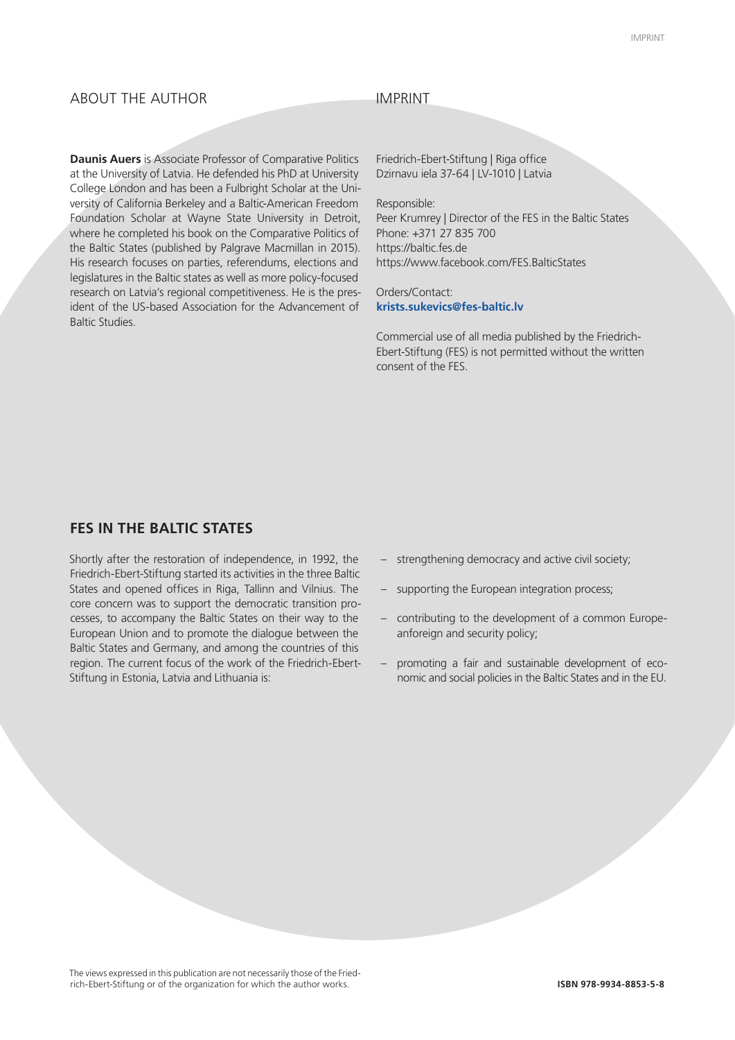## ABOUT THE AUTHOR

**Daunis Auers** is Associate Professor of Comparative Politics at the University of Latvia. He defended his PhD at University College London and has been a Fulbright Scholar at the University of California Berkeley and a Baltic-American Freedom Foundation Scholar at Wayne State University in Detroit, where he completed his book on the Comparative Politics of the Baltic States (published by Palgrave Macmillan in 2015). His research focuses on parties, referendums, elections and legislatures in the Baltic states as well as more policy-focused research on Latvia's regional competitiveness. He is the president of the US-based Association for the Advancement of Baltic Studies.

## IMPRINT

Friedrich-Ebert-Stiftung | Riga office
Dzirnavu iela 37-64 | LV-1010 | Latvia

Responsible:
Peer Krumrey | Director of the FES in the Baltic States
Phone: +371 27 835 700
https://baltic.fes.de
https://www.facebook.com/FES.BalticStates

Orders/Contact:
**krists.sukevics@fes-baltic.lv**

Commercial use of all media published by the Friedrich-Ebert-Stiftung (FES) is not permitted without the written consent of the FES.

## FES IN THE BALTIC STATES

Shortly after the restoration of independence, in 1992, the Friedrich-Ebert-Stiftung started its activities in the three Baltic States and opened offices in Riga, Tallinn and Vilnius. The core concern was to support the democratic transition processes, to accompany the Baltic States on their way to the European Union and to promote the dialogue between the Baltic States and Germany, and among the countries of this region. The current focus of the work of the Friedrich-Ebert-Stiftung in Estonia, Latvia and Lithuania is:

- strengthening democracy and active civil society;
- supporting the European integration process;
- contributing to the development of a common Europeanforeign and security policy;
- promoting a fair and sustainable development of economic and social policies in the Baltic States and in the EU.

The views expressed in this publication are not necessarily those of the Friedrich-Ebert-Stiftung or of the organization for which the author works.

**ISBN 978-9934-8853-5-8**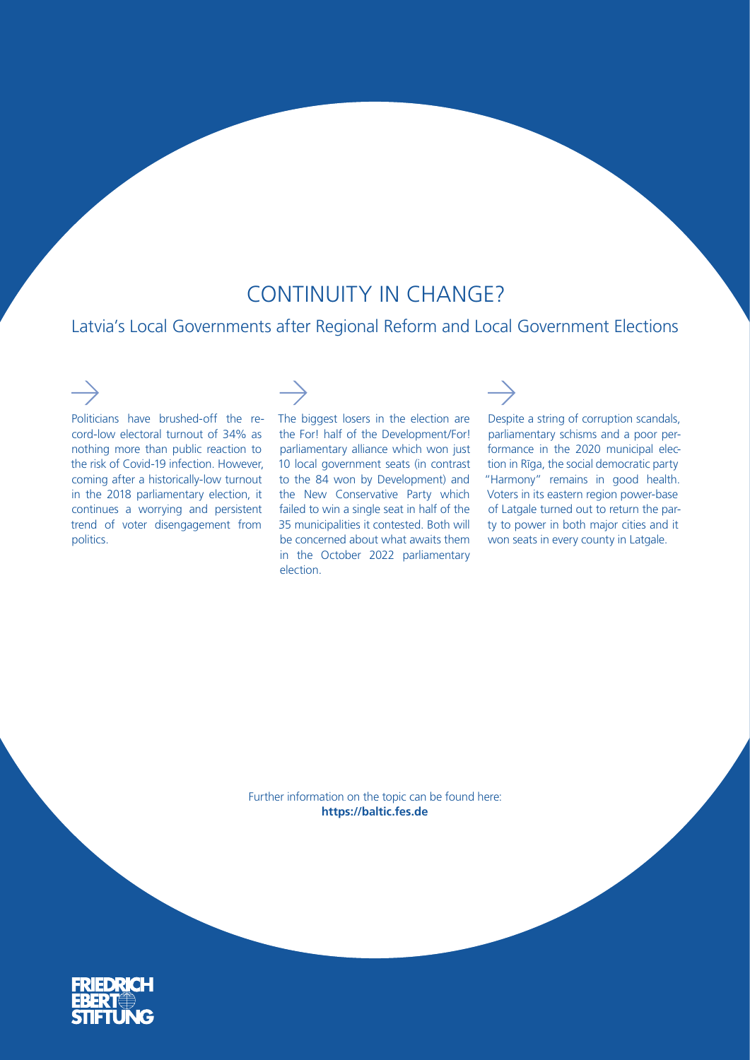# CONTINUITY IN CHANGE?

## Latvia's Local Governments after Regional Reform and Local Government Elections

→

Politicians have brushed-off the record-low electoral turnout of 34% as nothing more than public reaction to the risk of Covid-19 infection. However, coming after a historically-low turnout in the 2018 parliamentary election, it continues a worrying and persistent trend of voter disengagement from politics.

→

The biggest losers in the election are the For! half of the Development/For! parliamentary alliance which won just 10 local government seats (in contrast to the 84 won by Development) and the New Conservative Party which failed to win a single seat in half of the 35 municipalities it contested. Both will be concerned about what awaits them in the October 2022 parliamentary election.

→

Despite a string of corruption scandals, parliamentary schisms and a poor performance in the 2020 municipal election in Rīga, the social democratic party "Harmony" remains in good health. Voters in its eastern region power-base of Latgale turned out to return the party to power in both major cities and it won seats in every county in Latgale.

Further information on the topic can be found here:
**https://baltic.fes.de**

FRIEDRICH EBERT STIFTUNG